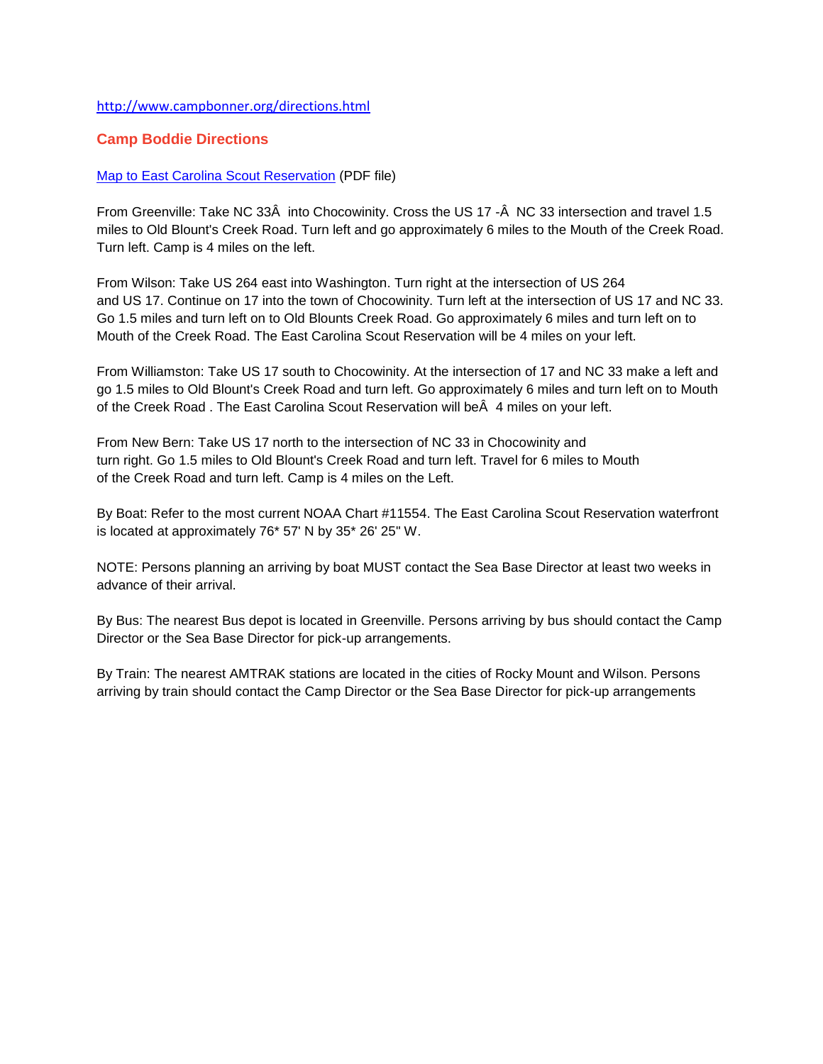http://www.campbonner.org/directions.html

## Camp Boddie Directions

[Map to East Carolina Scout Reservation](#) (PDF file)

From Greenville: Take NC 33Â  into Chocowinity. Cross the US 17 -Â  NC 33 intersection and travel 1.5 miles to Old Blount's Creek Road. Turn left and go approximately 6 miles to the Mouth of the Creek Road. Turn left. Camp is 4 miles on the left.

From Wilson: Take US 264 east into Washington. Turn right at the intersection of US 264 and US 17. Continue on 17 into the town of Chocowinity. Turn left at the intersection of US 17 and NC 33. Go 1.5 miles and turn left on to Old Blounts Creek Road. Go approximately 6 miles and turn left on to Mouth of the Creek Road. The East Carolina Scout Reservation will be 4 miles on your left.

From Williamston: Take US 17 south to Chocowinity. At the intersection of 17 and NC 33 make a left and go 1.5 miles to Old Blount's Creek Road and turn left. Go approximately 6 miles and turn left on to Mouth of the Creek Road . The East Carolina Scout Reservation will beÂ  4 miles on your left.

From New Bern: Take US 17 north to the intersection of NC 33 in Chocowinity and turn right. Go 1.5 miles to Old Blount's Creek Road and turn left. Travel for 6 miles to Mouth of the Creek Road and turn left. Camp is 4 miles on the Left.

By Boat: Refer to the most current NOAA Chart #11554. The East Carolina Scout Reservation waterfront is located at approximately 76* 57' N by 35* 26' 25" W.

NOTE: Persons planning an arriving by boat MUST contact the Sea Base Director at least two weeks in advance of their arrival.

By Bus: The nearest Bus depot is located in Greenville. Persons arriving by bus should contact the Camp Director or the Sea Base Director for pick-up arrangements.

By Train: The nearest AMTRAK stations are located in the cities of Rocky Mount and Wilson. Persons arriving by train should contact the Camp Director or the Sea Base Director for pick-up arrangements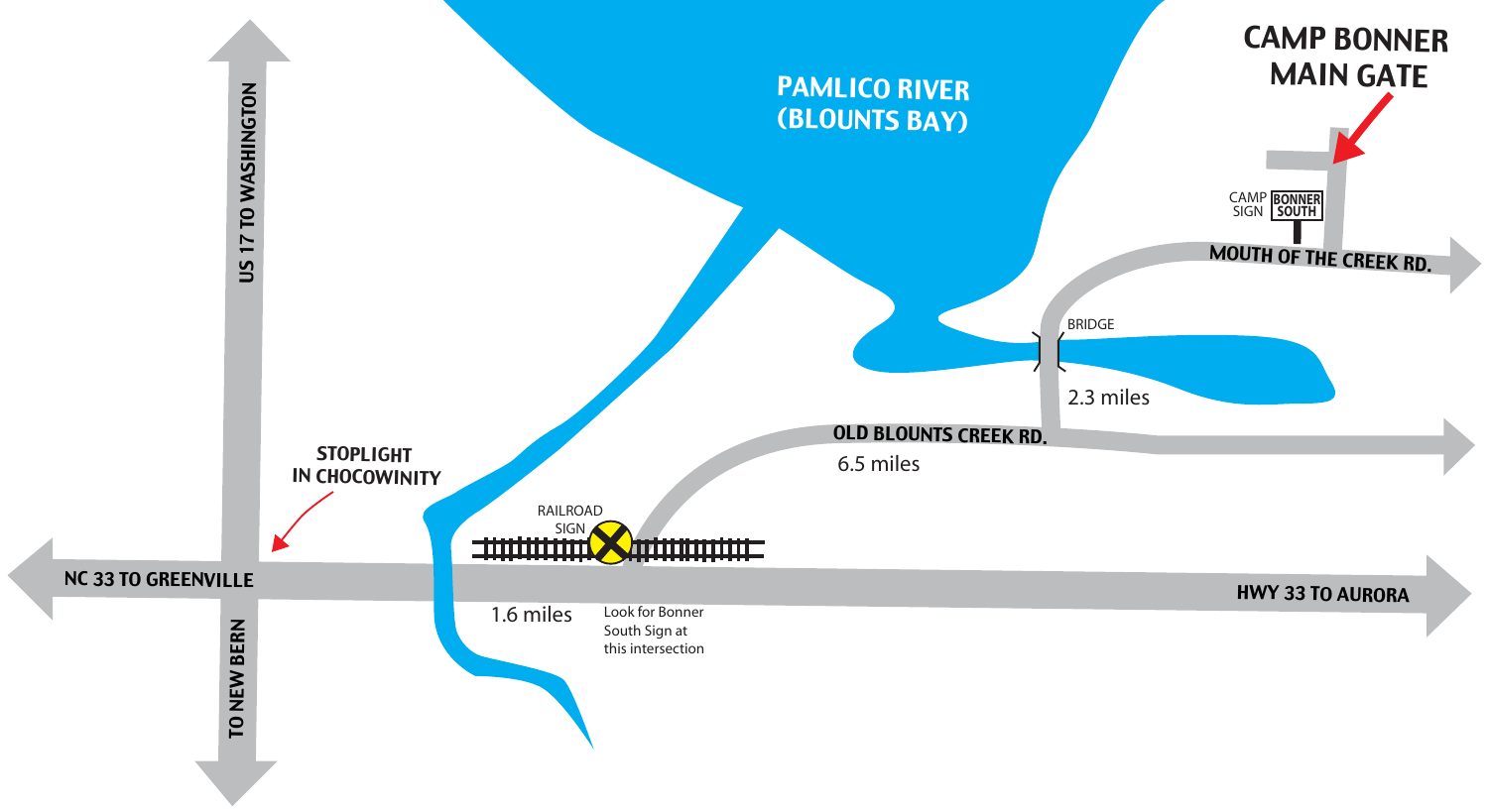CAMP BONNER MAIN GATE

PAMLICO RIVER (BLOUNTS BAY)

US 17 TO WASHINGTON

CAMP SIGN BONNER SOUTH

MOUTH OF THE CREEK RD.

BRIDGE

2.3 miles

OLD BLOUNTS CREEK RD.

6.5 miles

STOPLIGHT IN CHOCOWINITY

RAILROAD SIGN

NC 33 TO GREENVILLE

HWY 33 TO AURORA

1.6 miles

Look for Bonner South Sign at this intersection

TO NEW BERN